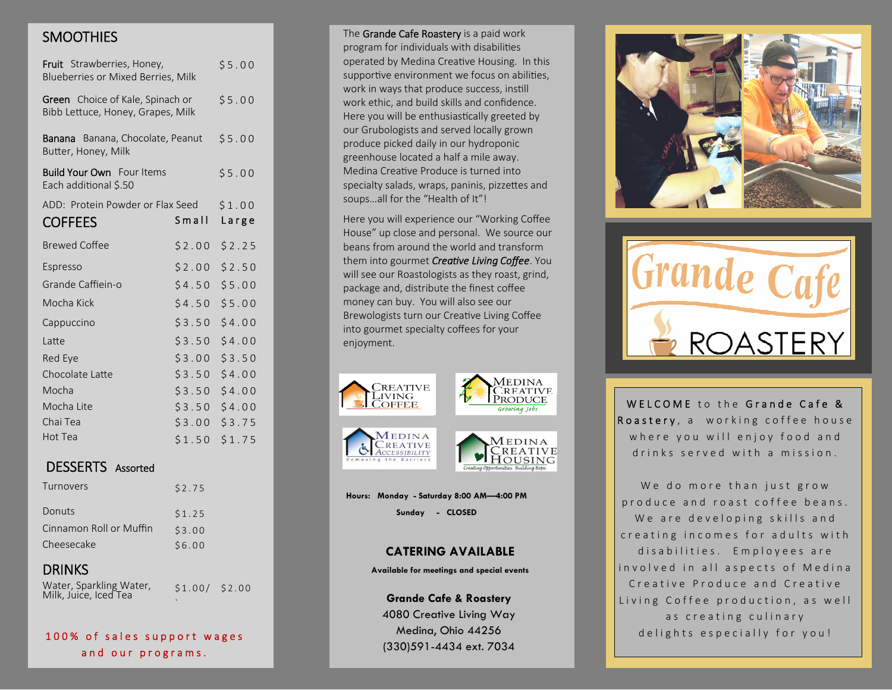## SMOOTHIES

| Item | Price |
| --- | --- |
| **Fruit** Strawberries, Honey, Blueberries or Mixed Berries, Milk | $5.00 |
| **Green** Choice of Kale, Spinach or Bibb Lettuce, Honey, Grapes, Milk | $5.00 |
| **Banana** Banana, Chocolate, Peanut Butter, Honey, Milk | $5.00 |
| **Build Your Own** Four Items Each additional $.50 | $5.00 |
| ADD: Protein Powder or Flax Seed | $1.00 |

## COFFEES

| Item | Small | Large |
| --- | --- | --- |
| Brewed Coffee | $2.00 | $2.25 |
| Espresso | $2.00 | $2.50 |
| Grande Caffiein-o | $4.50 | $5.00 |
| Mocha Kick | $4.50 | $5.00 |
| Cappuccino | $3.50 | $4.00 |
| Latte | $3.50 | $4.00 |
| Red Eye | $3.00 | $3.50 |
| Chocolate Latte | $3.50 | $4.00 |
| Mocha | $3.50 | $4.00 |
| Mocha Lite | $3.50 | $4.00 |
| Chai Tea | $3.00 | $3.75 |
| Hot Tea | $1.50 | $1.75 |

## DESSERTS Assorted

| Item | Price |
| --- | --- |
| Turnovers | $2.75 |
| Donuts | $1.25 |
| Cinnamon Roll or Muffin | $3.00 |
| Cheesecake | $6.00 |

## DRINKS

| Item | Price | |
| --- | --- | --- |
| Water, Sparkling Water, Milk, Juice, Iced Tea | $1.00/ | $2.00 |

100% of sales support wages and our programs.

The **Grande Cafe Roastery** is a paid work program for individuals with disabilities operated by Medina Creative Housing. In this supportive environment we focus on abilities, work in ways that produce success, instill work ethic, and build skills and confidence. Here you will be enthusiastically greeted by our Grubologists and served locally grown produce picked daily in our hydroponic greenhouse located a half a mile away. Medina Creative Produce is turned into specialty salads, wraps, paninis, pizzettes and soups…all for the "Health of It"!

Here you will experience our "Working Coffee House" up close and personal. We source our beans from around the world and transform them into gourmet ***Creative Living Coffee***. You will see our Roastologists as they roast, grind, package and, distribute the finest coffee money can buy. You will also see our Brewologists turn our Creative Living Coffee into gourmet specialty coffees for your enjoyment.

Creative Living Coffee

Medina Creative Produce — Growing Jobs

Medina Creative Accessibility — Removing the Barriers

Medina Creative Housing — Creating Opportunities. Building Hope.

**Hours: Monday - Saturday 8:00 AM—4:00 PM**

**Sunday - CLOSED**

### CATERING AVAILABLE

**Available for meetings and special events**

**Grande Cafe & Roastery**
4080 Creative Living Way
Medina, Ohio 44256
(330)591-4434 ext. 7034

# Grande Cafe ROASTERY

WELCOME to the **Grande Cafe & Roastery**, a working coffee house where you will enjoy food and drinks served with a mission.

We do more than just grow produce and roast coffee beans. We are developing skills and creating incomes for adults with disabilities. Employees are involved in all aspects of Medina Creative Produce and Creative Living Coffee production, as well as creating culinary delights especially for you!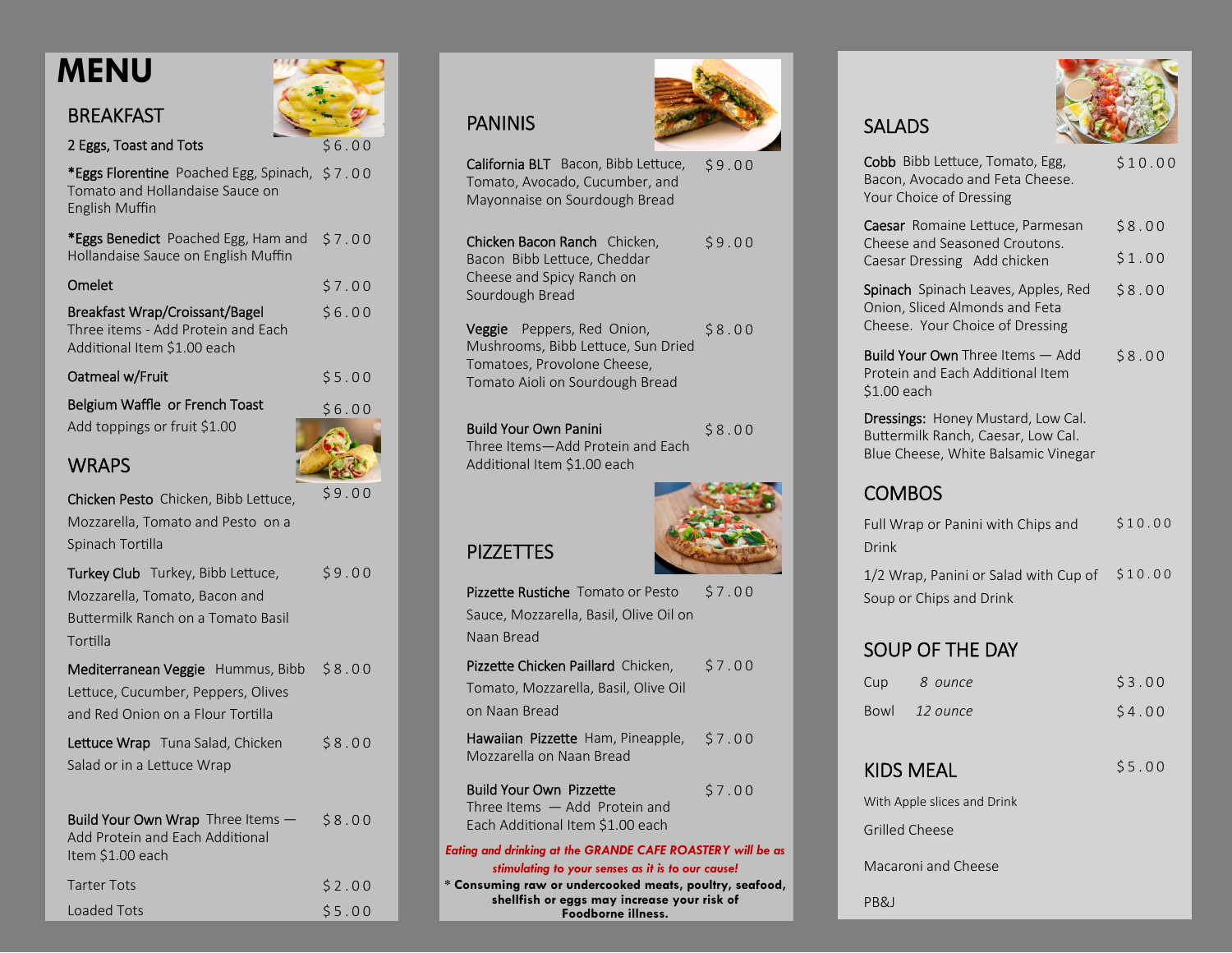# MENU

## BREAKFAST

**2 Eggs, Toast and Tots** $6.00

**\*Eggs Florentine** Poached Egg, Spinach, Tomato and Hollandaise Sauce on English Muffin $7.00

**\*Eggs Benedict** Poached Egg, Ham and Hollandaise Sauce on English Muffin $7.00

**Omelet** $7.00

**Breakfast Wrap/Croissant/Bagel** Three items - Add Protein and Each Additional Item $1.00 each $6.00

**Oatmeal w/Fruit** $5.00

**Belgium Waffle or French Toast** $6.00
Add toppings or fruit $1.00

## WRAPS

**Chicken Pesto** Chicken, Bibb Lettuce, Mozzarella, Tomato and Pesto on a Spinach Tortilla $9.00

**Turkey Club** Turkey, Bibb Lettuce, Mozzarella, Tomato, Bacon and Buttermilk Ranch on a Tomato Basil Tortilla $9.00

**Mediterranean Veggie** Hummus, Bibb Lettuce, Cucumber, Peppers, Olives and Red Onion on a Flour Tortilla $8.00

**Lettuce Wrap** Tuna Salad, Chicken Salad or in a Lettuce Wrap $8.00

**Build Your Own Wrap** Three Items — Add Protein and Each Additional Item $1.00 each $8.00

Tarter Tots $2.00

Loaded Tots $5.00

## PANINIS

**California BLT** Bacon, Bibb Lettuce, Tomato, Avocado, Cucumber, and Mayonnaise on Sourdough Bread $9.00

**Chicken Bacon Ranch** Chicken, Bacon Bibb Lettuce, Cheddar Cheese and Spicy Ranch on Sourdough Bread $9.00

**Veggie** Peppers, Red Onion, Mushrooms, Bibb Lettuce, Sun Dried Tomatoes, Provolone Cheese, Tomato Aioli on Sourdough Bread $8.00

**Build Your Own Panini** $8.00
Three Items—Add Protein and Each Additional Item $1.00 each

## PIZZETTES

**Pizzette Rustiche** Tomato or Pesto Sauce, Mozzarella, Basil, Olive Oil on Naan Bread $7.00

**Pizzette Chicken Paillard** Chicken, Tomato, Mozzarella, Basil, Olive Oil on Naan Bread $7.00

**Hawaiian Pizzette** Ham, Pineapple, Mozzarella on Naan Bread $7.00

**Build Your Own Pizzette** $7.00
Three Items — Add Protein and Each Additional Item $1.00 each

***Eating and drinking at the GRANDE CAFE ROASTERY will be as stimulating to your senses as it is to our cause!***

**\* Consuming raw or undercooked meats, poultry, seafood, shellfish or eggs may increase your risk of Foodborne illness.**

## SALADS

**Cobb** Bibb Lettuce, Tomato, Egg, Bacon, Avocado and Feta Cheese. Your Choice of Dressing $10.00

**Caesar** Romaine Lettuce, Parmesan Cheese and Seasoned Croutons. Caesar Dressing $8.00
Add chicken $1.00

**Spinach** Spinach Leaves, Apples, Red Onion, Sliced Almonds and Feta Cheese. Your Choice of Dressing $8.00

**Build Your Own** Three Items — Add Protein and Each Additional Item $1.00 each $8.00

**Dressings:** Honey Mustard, Low Cal. Buttermilk Ranch, Caesar, Low Cal. Blue Cheese, White Balsamic Vinegar

## COMBOS

Full Wrap or Panini with Chips and Drink $10.00

1/2 Wrap, Panini or Salad with Cup of Soup or Chips and Drink $10.00

## SOUP OF THE DAY

| | | |
|---|---|---|
| Cup | *8 ounce* | $3.00 |
| Bowl | *12 ounce* | $4.00 |

## KIDS MEAL $5.00

With Apple slices and Drink

Grilled Cheese

Macaroni and Cheese

PB&J